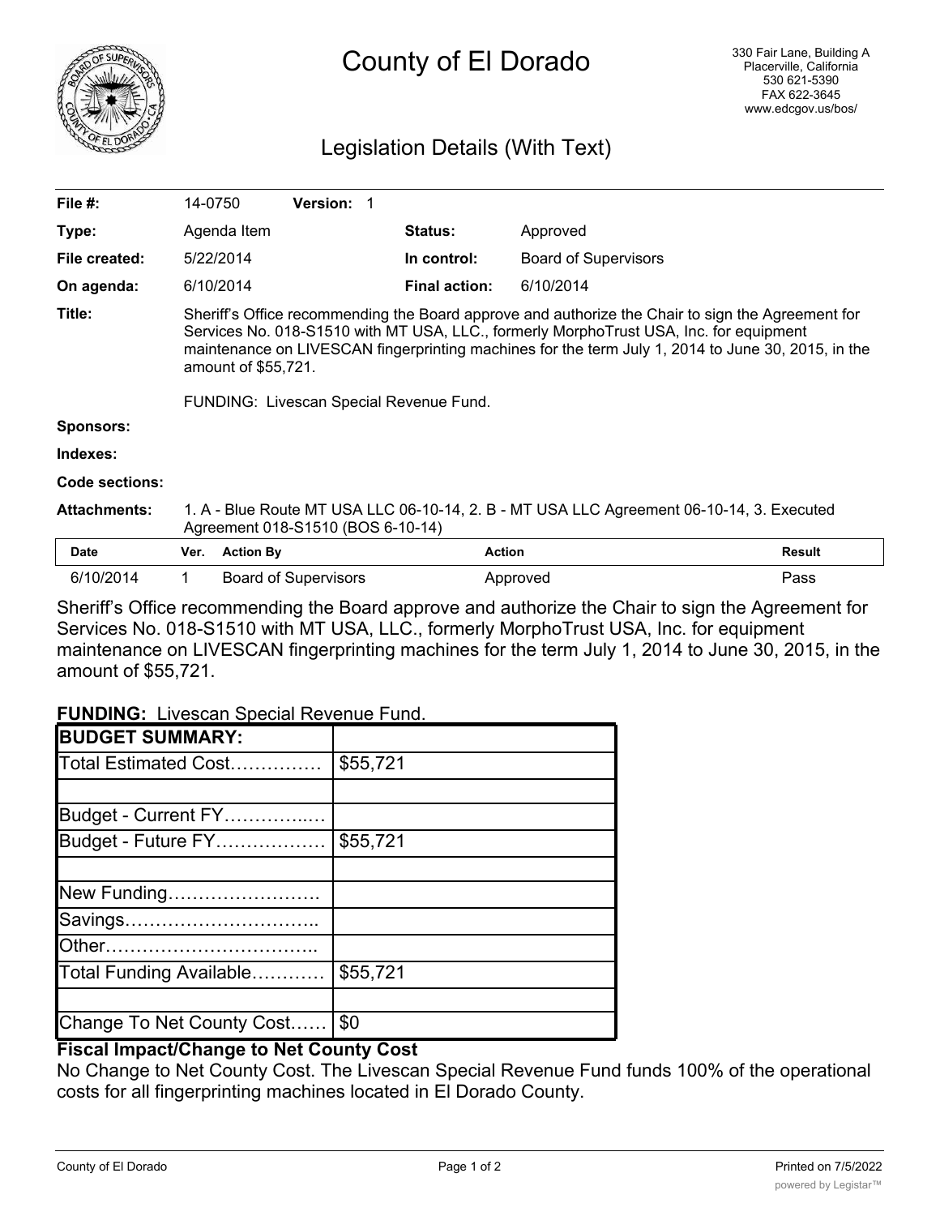# County of El Dorado

330 Fair Lane, Building A
Placerville, California
530 621-5390
FAX 622-3645
www.edcgov.us/bos/

## Legislation Details (With Text)

| | | | | |
|---|---|---|---|---|
| **File #:** | 14-0750 | **Version:** 1 | | |
| **Type:** | Agenda Item | | **Status:** | Approved |
| **File created:** | 5/22/2014 | | **In control:** | Board of Supervisors |
| **On agenda:** | 6/10/2014 | | **Final action:** | 6/10/2014 |

**Title:** Sheriff's Office recommending the Board approve and authorize the Chair to sign the Agreement for Services No. 018-S1510 with MT USA, LLC., formerly MorphoTrust USA, Inc. for equipment maintenance on LIVESCAN fingerprinting machines for the term July 1, 2014 to June 30, 2015, in the amount of $55,721.

FUNDING: Livescan Special Revenue Fund.

**Sponsors:**

**Indexes:**

**Code sections:**

**Attachments:** 1. A - Blue Route MT USA LLC 06-10-14, 2. B - MT USA LLC Agreement 06-10-14, 3. Executed Agreement 018-S1510 (BOS 6-10-14)

| Date | Ver. | Action By | Action | Result |
|---|---|---|---|---|
| 6/10/2014 | 1 | Board of Supervisors | Approved | Pass |

Sheriff's Office recommending the Board approve and authorize the Chair to sign the Agreement for Services No. 018-S1510 with MT USA, LLC., formerly MorphoTrust USA, Inc. for equipment maintenance on LIVESCAN fingerprinting machines for the term July 1, 2014 to June 30, 2015, in the amount of $55,721.

**FUNDING:** Livescan Special Revenue Fund.

| **BUDGET SUMMARY:** | |
|---|---|
| Total Estimated Cost…………… | $55,721 |
| | |
| Budget - Current FY…………..… | |
| Budget - Future FY……………… | $55,721 |
| | |
| New Funding……………………. | |
| Savings………………………….. | |
| Other…………………………….. | |
| Total Funding Available………… | $55,721 |
| | |
| Change To Net County Cost…… | $0 |

**Fiscal Impact/Change to Net County Cost**

No Change to Net County Cost. The Livescan Special Revenue Fund funds 100% of the operational costs for all fingerprinting machines located in El Dorado County.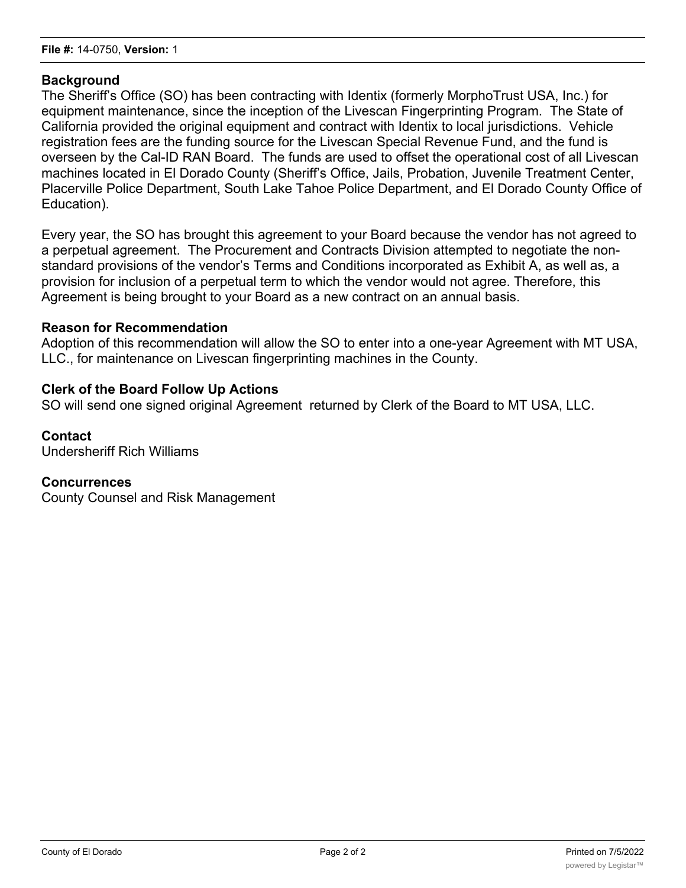## Background

The Sheriff's Office (SO) has been contracting with Identix (formerly MorphoTrust USA, Inc.) for equipment maintenance, since the inception of the Livescan Fingerprinting Program. The State of California provided the original equipment and contract with Identix to local jurisdictions. Vehicle registration fees are the funding source for the Livescan Special Revenue Fund, and the fund is overseen by the Cal-ID RAN Board. The funds are used to offset the operational cost of all Livescan machines located in El Dorado County (Sheriff's Office, Jails, Probation, Juvenile Treatment Center, Placerville Police Department, South Lake Tahoe Police Department, and El Dorado County Office of Education).

Every year, the SO has brought this agreement to your Board because the vendor has not agreed to a perpetual agreement. The Procurement and Contracts Division attempted to negotiate the non-standard provisions of the vendor's Terms and Conditions incorporated as Exhibit A, as well as, a provision for inclusion of a perpetual term to which the vendor would not agree. Therefore, this Agreement is being brought to your Board as a new contract on an annual basis.

## Reason for Recommendation

Adoption of this recommendation will allow the SO to enter into a one-year Agreement with MT USA, LLC., for maintenance on Livescan fingerprinting machines in the County.

## Clerk of the Board Follow Up Actions

SO will send one signed original Agreement returned by Clerk of the Board to MT USA, LLC.

## Contact

Undersheriff Rich Williams

## Concurrences

County Counsel and Risk Management